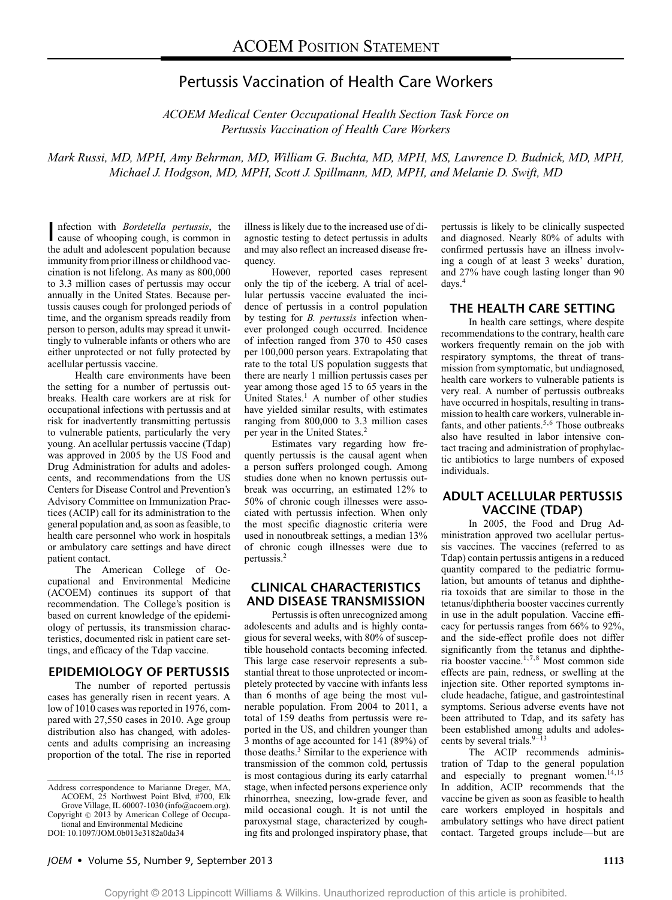ACOEM Position Statement

# Pertussis Vaccination of Health Care Workers

*ACOEM Medical Center Occupational Health Section Task Force on Pertussis Vaccination of Health Care Workers*

*Mark Russi, MD, MPH, Amy Behrman, MD, William G. Buchta, MD, MPH, MS, Lawrence D. Budnick, MD, MPH, Michael J. Hodgson, MD, MPH, Scott J. Spillmann, MD, MPH, and Melanie D. Swift, MD*

Infection with *Bordetella pertussis*, the cause of whooping cough, is common in the adult and adolescent population because immunity from prior illness or childhood vaccination is not lifelong. As many as 800,000 to 3.3 million cases of pertussis may occur annually in the United States. Because pertussis causes cough for prolonged periods of time, and the organism spreads readily from person to person, adults may spread it unwittingly to vulnerable infants or others who are either unprotected or not fully protected by acellular pertussis vaccine.

Health care environments have been the setting for a number of pertussis outbreaks. Health care workers are at risk for occupational infections with pertussis and at risk for inadvertently transmitting pertussis to vulnerable patients, particularly the very young. An acellular pertussis vaccine (Tdap) was approved in 2005 by the US Food and Drug Administration for adults and adolescents, and recommendations from the US Centers for Disease Control and Prevention's Advisory Committee on Immunization Practices (ACIP) call for its administration to the general population and, as soon as feasible, to health care personnel who work in hospitals or ambulatory care settings and have direct patient contact.

The American College of Occupational and Environmental Medicine (ACOEM) continues its support of that recommendation. The College's position is based on current knowledge of the epidemiology of pertussis, its transmission characteristics, documented risk in patient care settings, and efficacy of the Tdap vaccine.

## EPIDEMIOLOGY OF PERTUSSIS

The number of reported pertussis cases has generally risen in recent years. A low of 1010 cases was reported in 1976, compared with 27,550 cases in 2010. Age group distribution also has changed, with adolescents and adults comprising an increasing proportion of the total. The rise in reported illness is likely due to the increased use of diagnostic testing to detect pertussis in adults and may also reflect an increased disease frequency.

However, reported cases represent only the tip of the iceberg. A trial of acellular pertussis vaccine evaluated the incidence of pertussis in a control population by testing for *B. pertussis* infection whenever prolonged cough occurred. Incidence of infection ranged from 370 to 450 cases per 100,000 person years. Extrapolating that rate to the total US population suggests that there are nearly 1 million pertussis cases per year among those aged 15 to 65 years in the United States.[1] A number of other studies have yielded similar results, with estimates ranging from 800,000 to 3.3 million cases per year in the United States.[2]

Estimates vary regarding how frequently pertussis is the causal agent when a person suffers prolonged cough. Among studies done when no known pertussis outbreak was occurring, an estimated 12% to 50% of chronic cough illnesses were associated with pertussis infection. When only the most specific diagnostic criteria were used in nonoutbreak settings, a median 13% of chronic cough illnesses were due to pertussis.[2]

## CLINICAL CHARACTERISTICS AND DISEASE TRANSMISSION

Pertussis is often unrecognized among adolescents and adults and is highly contagious for several weeks, with 80% of susceptible household contacts becoming infected. This large case reservoir represents a substantial threat to those unprotected or incompletely protected by vaccine with infants less than 6 months of age being the most vulnerable population. From 2004 to 2011, a total of 159 deaths from pertussis were reported in the US, and children younger than 3 months of age accounted for 141 (89%) of those deaths.[3] Similar to the experience with transmission of the common cold, pertussis is most contagious during its early catarrhal stage, when infected persons experience only rhinorrhea, sneezing, low-grade fever, and mild occasional cough. It is not until the paroxysmal stage, characterized by coughing fits and prolonged inspiratory phase, that pertussis is likely to be clinically suspected and diagnosed. Nearly 80% of adults with confirmed pertussis have an illness involving a cough of at least 3 weeks' duration, and 27% have cough lasting longer than 90 days.[4]

## THE HEALTH CARE SETTING

In health care settings, where despite recommendations to the contrary, health care workers frequently remain on the job with respiratory symptoms, the threat of transmission from symptomatic, but undiagnosed, health care workers to vulnerable patients is very real. A number of pertussis outbreaks have occurred in hospitals, resulting in transmission to health care workers, vulnerable infants, and other patients.[5,6] Those outbreaks also have resulted in labor intensive contact tracing and administration of prophylactic antibiotics to large numbers of exposed individuals.

## ADULT ACELLULAR PERTUSSIS VACCINE (TDAP)

In 2005, the Food and Drug Administration approved two acellular pertussis vaccines. The vaccines (referred to as Tdap) contain pertussis antigens in a reduced quantity compared to the pediatric formulation, but amounts of tetanus and diphtheria toxoids that are similar to those in the tetanus/diphtheria booster vaccines currently in use in the adult population. Vaccine efficacy for pertussis ranges from 66% to 92%, and the side-effect profile does not differ significantly from the tetanus and diphtheria booster vaccine.[1,7,8] Most common side effects are pain, redness, or swelling at the injection site. Other reported symptoms include headache, fatigue, and gastrointestinal symptoms. Serious adverse events have not been attributed to Tdap, and its safety has been established among adults and adolescents by several trials.[9–13]

The ACIP recommends administration of Tdap to the general population and especially to pregnant women.[14,15] In addition, ACIP recommends that the vaccine be given as soon as feasible to health care workers employed in hospitals and ambulatory settings who have direct patient contact. Targeted groups include—but are

Address correspondence to Marianne Dreger, MA, ACOEM, 25 Northwest Point Blvd, #700, Elk Grove Village, IL 60007-1030 (info@acoem.org).
Copyright © 2013 by American College of Occupational and Environmental Medicine
DOI: 10.1097/JOM.0b013e3182a0da34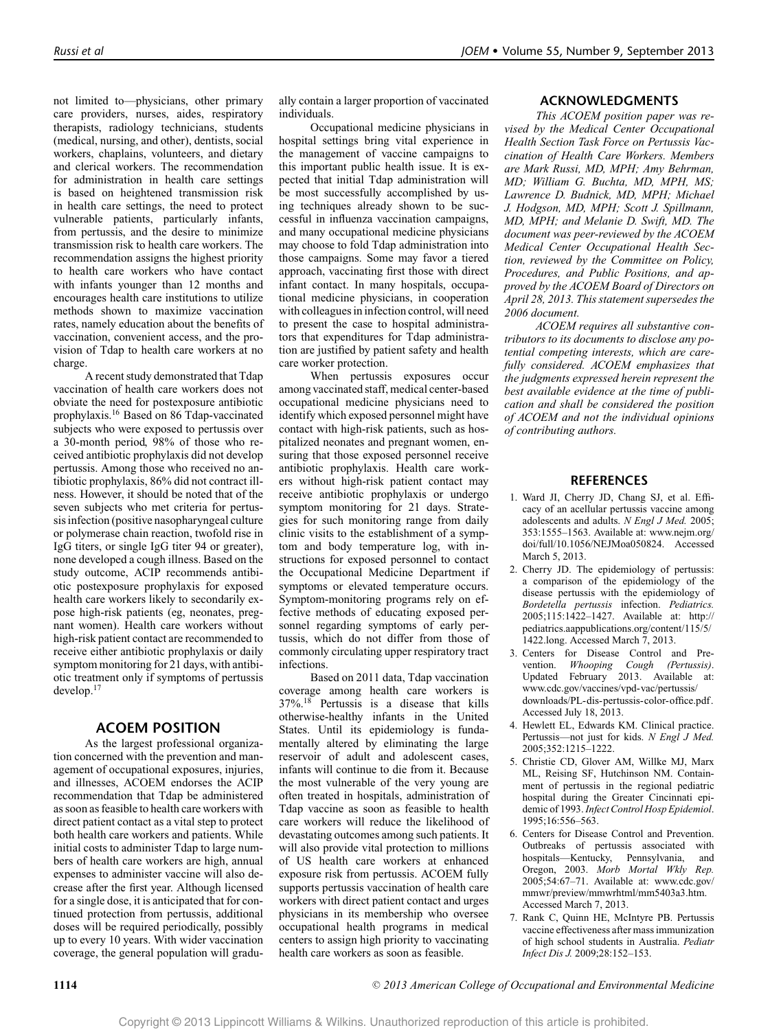not limited to—physicians, other primary care providers, nurses, aides, respiratory therapists, radiology technicians, students (medical, nursing, and other), dentists, social workers, chaplains, volunteers, and dietary and clerical workers. The recommendation for administration in health care settings is based on heightened transmission risk in health care settings, the need to protect vulnerable patients, particularly infants, from pertussis, and the desire to minimize transmission risk to health care workers. The recommendation assigns the highest priority to health care workers who have contact with infants younger than 12 months and encourages health care institutions to utilize methods shown to maximize vaccination rates, namely education about the benefits of vaccination, convenient access, and the provision of Tdap to health care workers at no charge.

A recent study demonstrated that Tdap vaccination of health care workers does not obviate the need for postexposure antibiotic prophylaxis.[16] Based on 86 Tdap-vaccinated subjects who were exposed to pertussis over a 30-month period, 98% of those who received antibiotic prophylaxis did not develop pertussis. Among those who received no antibiotic prophylaxis, 86% did not contract illness. However, it should be noted that of the seven subjects who met criteria for pertussis infection (positive nasopharyngeal culture or polymerase chain reaction, twofold rise in IgG titers, or single IgG titer 94 or greater), none developed a cough illness. Based on the study outcome, ACIP recommends antibiotic postexposure prophylaxis for exposed health care workers likely to secondarily expose high-risk patients (eg, neonates, pregnant women). Health care workers without high-risk patient contact are recommended to receive either antibiotic prophylaxis or daily symptom monitoring for 21 days, with antibiotic treatment only if symptoms of pertussis develop.[17]

## ACOEM POSITION

As the largest professional organization concerned with the prevention and management of occupational exposures, injuries, and illnesses, ACOEM endorses the ACIP recommendation that Tdap be administered as soon as feasible to health care workers with direct patient contact as a vital step to protect both health care workers and patients. While initial costs to administer Tdap to large numbers of health care workers are high, annual expenses to administer vaccine will also decrease after the first year. Although licensed for a single dose, it is anticipated that for continued protection from pertussis, additional doses will be required periodically, possibly up to every 10 years. With wider vaccination coverage, the general population will gradually contain a larger proportion of vaccinated individuals.

Occupational medicine physicians in hospital settings bring vital experience in the management of vaccine campaigns to this important public health issue. It is expected that initial Tdap administration will be most successfully accomplished by using techniques already shown to be successful in influenza vaccination campaigns, and many occupational medicine physicians may choose to fold Tdap administration into those campaigns. Some may favor a tiered approach, vaccinating first those with direct infant contact. In many hospitals, occupational medicine physicians, in cooperation with colleagues in infection control, will need to present the case to hospital administrators that expenditures for Tdap administration are justified by patient safety and health care worker protection.

When pertussis exposures occur among vaccinated staff, medical center-based occupational medicine physicians need to identify which exposed personnel might have contact with high-risk patients, such as hospitalized neonates and pregnant women, ensuring that those exposed personnel receive antibiotic prophylaxis. Health care workers without high-risk patient contact may receive antibiotic prophylaxis or undergo symptom monitoring for 21 days. Strategies for such monitoring range from daily clinic visits to the establishment of a symptom and body temperature log, with instructions for exposed personnel to contact the Occupational Medicine Department if symptoms or elevated temperature occurs. Symptom-monitoring programs rely on effective methods of educating exposed personnel regarding symptoms of early pertussis, which do not differ from those of commonly circulating upper respiratory tract infections.

Based on 2011 data, Tdap vaccination coverage among health care workers is 37%.[18] Pertussis is a disease that kills otherwise-healthy infants in the United States. Until its epidemiology is fundamentally altered by eliminating the large reservoir of adult and adolescent cases, infants will continue to die from it. Because the most vulnerable of the very young are often treated in hospitals, administration of Tdap vaccine as soon as feasible to health care workers will reduce the likelihood of devastating outcomes among such patients. It will also provide vital protection to millions of US health care workers at enhanced exposure risk from pertussis. ACOEM fully supports pertussis vaccination of health care workers with direct patient contact and urges physicians in its membership who oversee occupational health programs in medical centers to assign high priority to vaccinating health care workers as soon as feasible.

## ACKNOWLEDGMENTS

*This ACOEM position paper was revised by the Medical Center Occupational Health Section Task Force on Pertussis Vaccination of Health Care Workers. Members are Mark Russi, MD, MPH; Amy Behrman, MD; William G. Buchta, MD, MPH, MS; Lawrence D. Budnick, MD, MPH; Michael J. Hodgson, MD, MPH; Scott J. Spillmann, MD, MPH; and Melanie D. Swift, MD. The document was peer-reviewed by the ACOEM Medical Center Occupational Health Section, reviewed by the Committee on Policy, Procedures, and Public Positions, and approved by the ACOEM Board of Directors on April 28, 2013. This statement supersedes the 2006 document.*

*ACOEM requires all substantive contributors to its documents to disclose any potential competing interests, which are carefully considered. ACOEM emphasizes that the judgments expressed herein represent the best available evidence at the time of publication and shall be considered the position of ACOEM and not the individual opinions of contributing authors.*

## REFERENCES

1. Ward JI, Cherry JD, Chang SJ, et al. Efficacy of an acellular pertussis vaccine among adolescents and adults. *N Engl J Med.* 2005; 353:1555–1563. Available at: www.nejm.org/doi/full/10.1056/NEJMoa050824. Accessed March 5, 2013.
2. Cherry JD. The epidemiology of pertussis: a comparison of the epidemiology of the disease pertussis with the epidemiology of *Bordetella pertussis* infection. *Pediatrics.* 2005;115:1422–1427. Available at: http://pediatrics.aappublications.org/content/115/5/1422.long. Accessed March 7, 2013.
3. Centers for Disease Control and Prevention. *Whooping Cough (Pertussis)*. Updated February 2013. Available at: www.cdc.gov/vaccines/vpd-vac/pertussis/downloads/PL-dis-pertussis-color-office.pdf. Accessed July 18, 2013.
4. Hewlett EL, Edwards KM. Clinical practice. Pertussis—not just for kids. *N Engl J Med.* 2005;352:1215–1222.
5. Christie CD, Glover AM, Willke MJ, Marx ML, Reising SF, Hutchinson NM. Containment of pertussis in the regional pediatric hospital during the Greater Cincinnati epidemic of 1993. *Infect Control Hosp Epidemiol*. 1995;16:556–563.
6. Centers for Disease Control and Prevention. Outbreaks of pertussis associated with hospitals—Kentucky, Pennsylvania, and Oregon, 2003. *Morb Mortal Wkly Rep.* 2005;54:67–71. Available at: www.cdc.gov/mmwr/preview/mmwrhtml/mm5403a3.htm. Accessed March 7, 2013.
7. Rank C, Quinn HE, McIntyre PB. Pertussis vaccine effectiveness after mass immunization of high school students in Australia. *Pediatr Infect Dis J.* 2009;28:152–153.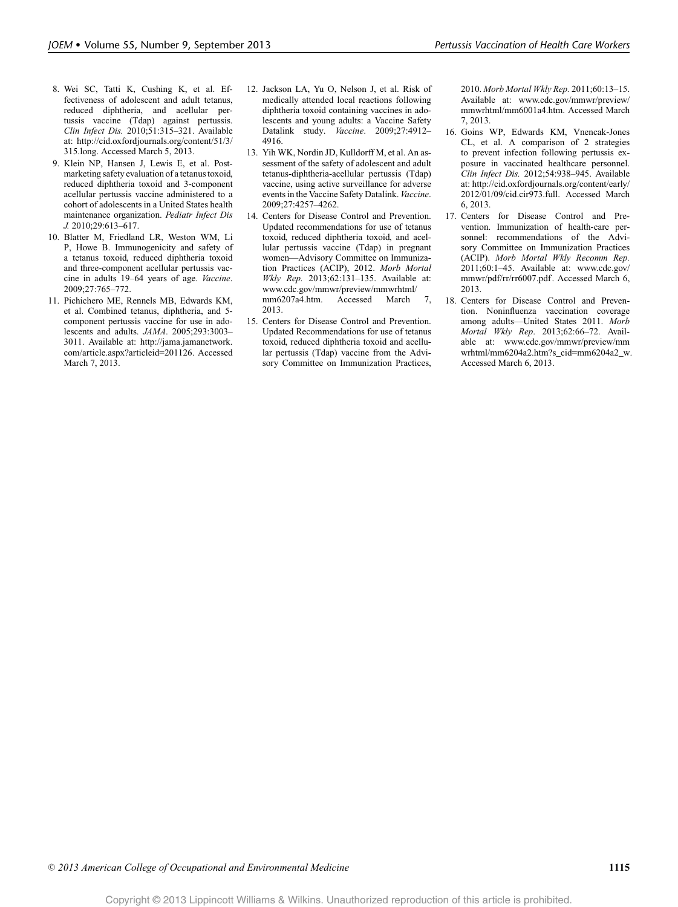8. Wei SC, Tatti K, Cushing K, et al. Effectiveness of adolescent and adult tetanus, reduced diphtheria, and acellular pertussis vaccine (Tdap) against pertussis. *Clin Infect Dis.* 2010;51:315–321. Available at: http://cid.oxfordjournals.org/content/51/3/315.long. Accessed March 5, 2013.
9. Klein NP, Hansen J, Lewis E, et al. Post-marketing safety evaluation of a tetanus toxoid, reduced diphtheria toxoid and 3-component acellular pertussis vaccine administered to a cohort of adolescents in a United States health maintenance organization. *Pediatr Infect Dis J.* 2010;29:613–617.
10. Blatter M, Friedland LR, Weston WM, Li P, Howe B. Immunogenicity and safety of a tetanus toxoid, reduced diphtheria toxoid and three-component acellular pertussis vaccine in adults 19–64 years of age. *Vaccine*. 2009;27:765–772.
11. Pichichero ME, Rennels MB, Edwards KM, et al. Combined tetanus, diphtheria, and 5-component pertussis vaccine for use in adolescents and adults. *JAMA*. 2005;293:3003–3011. Available at: http://jama.jamanetwork.com/article.aspx?articleid=201126. Accessed March 7, 2013.
12. Jackson LA, Yu O, Nelson J, et al. Risk of medically attended local reactions following diphtheria toxoid containing vaccines in adolescents and young adults: a Vaccine Safety Datalink study. *Vaccine*. 2009;27:4912–4916.
13. Yih WK, Nordin JD, Kulldorff M, et al. An assessment of the safety of adolescent and adult tetanus-diphtheria-acellular pertussis (Tdap) vaccine, using active surveillance for adverse events in the Vaccine Safety Datalink. *Vaccine*. 2009;27:4257–4262.
14. Centers for Disease Control and Prevention. Updated recommendations for use of tetanus toxoid, reduced diphtheria toxoid, and acellular pertussis vaccine (Tdap) in pregnant women—Advisory Committee on Immunization Practices (ACIP), 2012. *Morb Mortal Wkly Rep.* 2013;62:131–135. Available at: www.cdc.gov/mmwr/preview/mmwrhtml/mm6207a4.htm. Accessed March 7, 2013.
15. Centers for Disease Control and Prevention. Updated Recommendations for use of tetanus toxoid, reduced diphtheria toxoid and acellular pertussis (Tdap) vaccine from the Advisory Committee on Immunization Practices, 2010. *Morb Mortal Wkly Rep.* 2011;60:13–15. Available at: www.cdc.gov/mmwr/preview/mmwrhtml/mm6001a4.htm. Accessed March 7, 2013.
16. Goins WP, Edwards KM, Vnencak-Jones CL, et al. A comparison of 2 strategies to prevent infection following pertussis exposure in vaccinated healthcare personnel. *Clin Infect Dis.* 2012;54:938–945. Available at: http://cid.oxfordjournals.org/content/early/2012/01/09/cid.cir973.full. Accessed March 6, 2013.
17. Centers for Disease Control and Prevention. Immunization of health-care personnel: recommendations of the Advisory Committee on Immunization Practices (ACIP). *Morb Mortal Wkly Recomm Rep.* 2011;60:1–45. Available at: www.cdc.gov/mmwr/pdf/rr/rr6007.pdf. Accessed March 6, 2013.
18. Centers for Disease Control and Prevention. Noninfluenza vaccination coverage among adults—United States 2011. *Morb Mortal Wkly Rep*. 2013;62:66–72. Available at: www.cdc.gov/mmwr/preview/mmwrhtml/mm6204a2.htm?s_cid=mm6204a2_w. Accessed March 6, 2013.